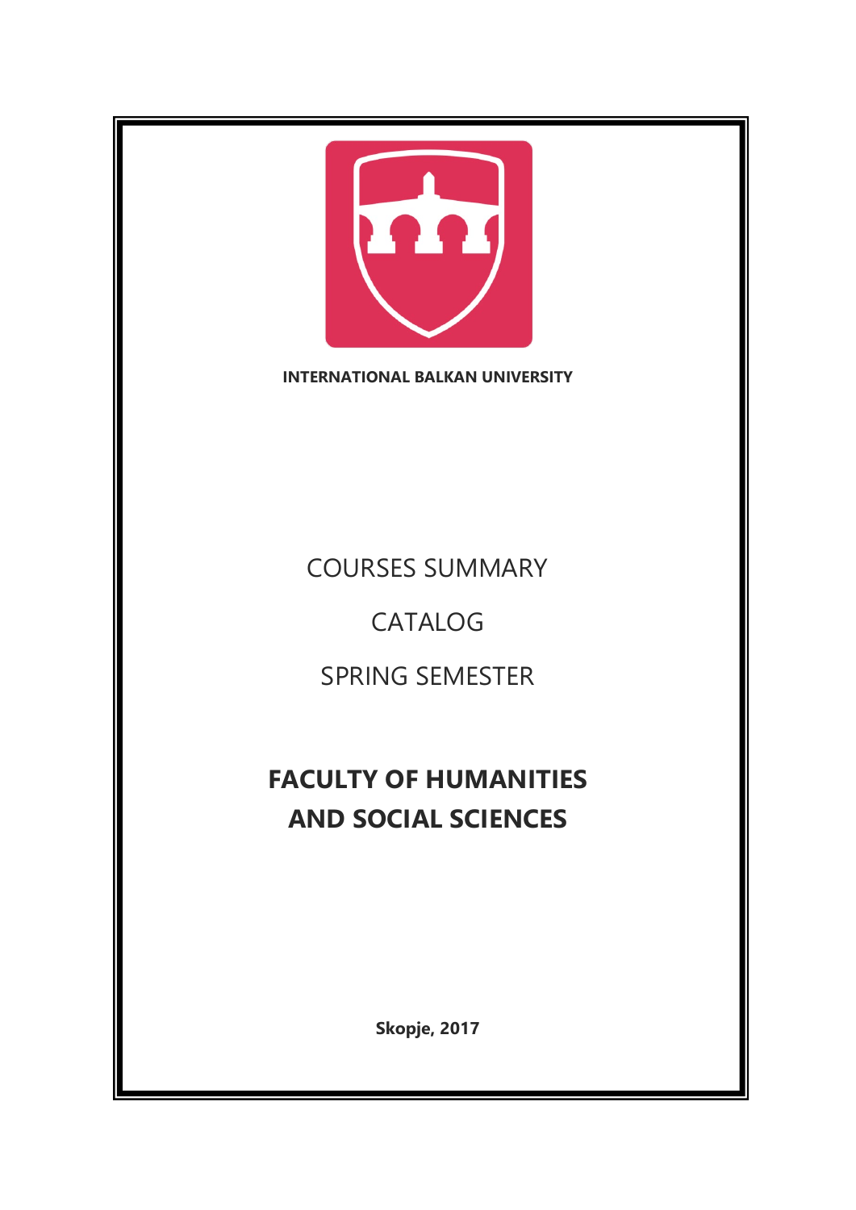**INTERNATIONAL BALKAN UNIVERSITY**

COURSES SUMMARY

CATALOG

SPRING SEMESTER

# FACULTY OF HUMANITIES AND SOCIAL SCIENCES

**Skopje, 2017**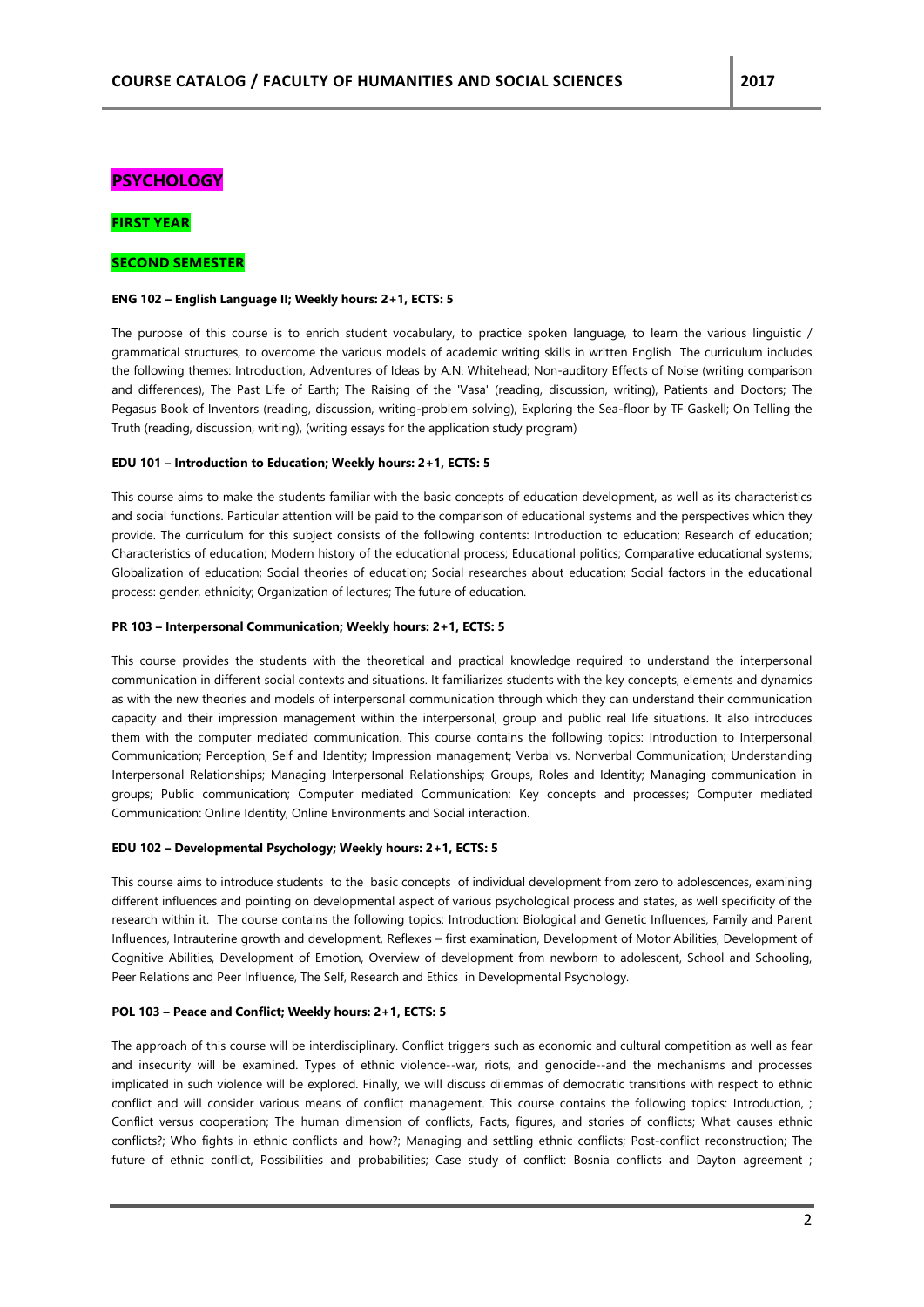# PSYCHOLOGY

## FIRST YEAR

## SECOND SEMESTER

**ENG 102 – English Language II; Weekly hours: 2+1, ECTS: 5**

The purpose of this course is to enrich student vocabulary, to practice spoken language, to learn the various linguistic / grammatical structures, to overcome the various models of academic writing skills in written English The curriculum includes the following themes: Introduction, Adventures of Ideas by A.N. Whitehead; Non-auditory Effects of Noise (writing comparison and differences), The Past Life of Earth; The Raising of the 'Vasa' (reading, discussion, writing), Patients and Doctors; The Pegasus Book of Inventors (reading, discussion, writing-problem solving), Exploring the Sea-floor by TF Gaskell; On Telling the Truth (reading, discussion, writing), (writing essays for the application study program)

**EDU 101 – Introduction to Education; Weekly hours: 2+1, ECTS: 5**

This course aims to make the students familiar with the basic concepts of education development, as well as its characteristics and social functions. Particular attention will be paid to the comparison of educational systems and the perspectives which they provide. The curriculum for this subject consists of the following contents: Introduction to education; Research of education; Characteristics of education; Modern history of the educational process; Educational politics; Comparative educational systems; Globalization of education; Social theories of education; Social researches about education; Social factors in the educational process: gender, ethnicity; Organization of lectures; The future of education.

**PR 103 – Interpersonal Communication; Weekly hours: 2+1, ECTS: 5**

This course provides the students with the theoretical and practical knowledge required to understand the interpersonal communication in different social contexts and situations. It familiarizes students with the key concepts, elements and dynamics as with the new theories and models of interpersonal communication through which they can understand their communication capacity and their impression management within the interpersonal, group and public real life situations. It also introduces them with the computer mediated communication. This course contains the following topics: Introduction to Interpersonal Communication; Perception, Self and Identity; Impression management; Verbal vs. Nonverbal Communication; Understanding Interpersonal Relationships; Managing Interpersonal Relationships; Groups, Roles and Identity; Managing communication in groups; Public communication; Computer mediated Communication: Key concepts and processes; Computer mediated Communication: Online Identity, Online Environments and Social interaction.

**EDU 102 – Developmental Psychology; Weekly hours: 2+1, ECTS: 5**

This course aims to introduce students to the basic concepts of individual development from zero to adolescences, examining different influences and pointing on developmental aspect of various psychological process and states, as well specificity of the research within it. The course contains the following topics: Introduction: Biological and Genetic Influences, Family and Parent Influences, Intrauterine growth and development, Reflexes – first examination, Development of Motor Abilities, Development of Cognitive Abilities, Development of Emotion, Overview of development from newborn to adolescent, School and Schooling, Peer Relations and Peer Influence, The Self, Research and Ethics in Developmental Psychology.

**POL 103 – Peace and Conflict; Weekly hours: 2+1, ECTS: 5**

The approach of this course will be interdisciplinary. Conflict triggers such as economic and cultural competition as well as fear and insecurity will be examined. Types of ethnic violence--war, riots, and genocide--and the mechanisms and processes implicated in such violence will be explored. Finally, we will discuss dilemmas of democratic transitions with respect to ethnic conflict and will consider various means of conflict management. This course contains the following topics: Introduction, ; Conflict versus cooperation; The human dimension of conflicts, Facts, figures, and stories of conflicts; What causes ethnic conflicts?; Who fights in ethnic conflicts and how?; Managing and settling ethnic conflicts; Post-conflict reconstruction; The future of ethnic conflict, Possibilities and probabilities; Case study of conflict: Bosnia conflicts and Dayton agreement ;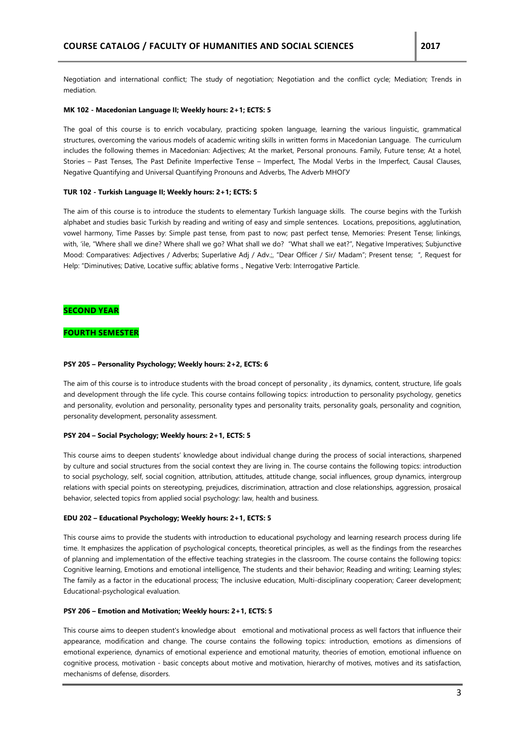Negotiation and international conflict; The study of negotiation; Negotiation and the conflict cycle; Mediation; Trends in mediation.

**MK 102 - Macedonian Language II; Weekly hours: 2+1; ECTS: 5**

The goal of this course is to enrich vocabulary, practicing spoken language, learning the various linguistic, grammatical structures, overcoming the various models of academic writing skills in written forms in Macedonian Language. The curriculum includes the following themes in Macedonian: Adjectives; At the market, Personal pronouns. Family, Future tense; At a hotel, Stories – Past Tenses, The Past Definite Imperfective Tense – Imperfect, The Modal Verbs in the Imperfect, Causal Clauses, Negative Quantifying and Universal Quantifying Pronouns and Adverbs, The Adverb МНОГУ

**TUR 102 - Turkish Language II; Weekly hours: 2+1; ECTS: 5**

The aim of this course is to introduce the students to elementary Turkish language skills. The course begins with the Turkish alphabet and studies basic Turkish by reading and writing of easy and simple sentences. Locations, prepositions, agglutination, vowel harmony, Time Passes by: Simple past tense, from past to now; past perfect tense, Memories: Present Tense; linkings, with, 'ile, "Where shall we dine? Where shall we go? What shall we do? "What shall we eat?", Negative Imperatives; Subjunctive Mood: Comparatives: Adjectives / Adverbs; Superlative Adj / Adv.;, "Dear Officer / Sir/ Madam"; Present tense; ", Request for Help: "Diminutives; Dative, Locative suffix; ablative forms ., Negative Verb: Interrogative Particle.

## SECOND YEAR

## FOURTH SEMESTER

**PSY 205 – Personality Psychology; Weekly hours: 2+2, ECTS: 6**

The aim of this course is to introduce students with the broad concept of personality , its dynamics, content, structure, life goals and development through the life cycle. This course contains following topics: introduction to personality psychology, genetics and personality, evolution and personality, personality types and personality traits, personality goals, personality and cognition, personality development, personality assessment.

**PSY 204 – Social Psychology; Weekly hours: 2+1, ECTS: 5**

This course aims to deepen students' knowledge about individual change during the process of social interactions, sharpened by culture and social structures from the social context they are living in. The course contains the following topics: introduction to social psychology, self, social cognition, attribution, attitudes, attitude change, social influences, group dynamics, intergroup relations with special points on stereotyping, prejudices, discrimination, attraction and close relationships, aggression, prosaical behavior, selected topics from applied social psychology: law, health and business.

**EDU 202 – Educational Psychology; Weekly hours: 2+1, ECTS: 5**

This course aims to provide the students with introduction to educational psychology and learning research process during life time. It emphasizes the application of psychological concepts, theoretical principles, as well as the findings from the researches of planning and implementation of the effective teaching strategies in the classroom. The course contains the following topics: Cognitive learning, Emotions and emotional intelligence, The students and their behavior; Reading and writing; Learning styles; The family as a factor in the educational process; The inclusive education, Multi-disciplinary cooperation; Career development; Educational-psychological evaluation.

**PSY 206 – Emotion and Motivation; Weekly hours: 2+1, ECTS: 5**

This course aims to deepen student's knowledge about emotional and motivational process as well factors that influence their appearance, modification and change. The course contains the following topics: introduction, emotions as dimensions of emotional experience, dynamics of emotional experience and emotional maturity, theories of emotion, emotional influence on cognitive process, motivation - basic concepts about motive and motivation, hierarchy of motives, motives and its satisfaction, mechanisms of defense, disorders.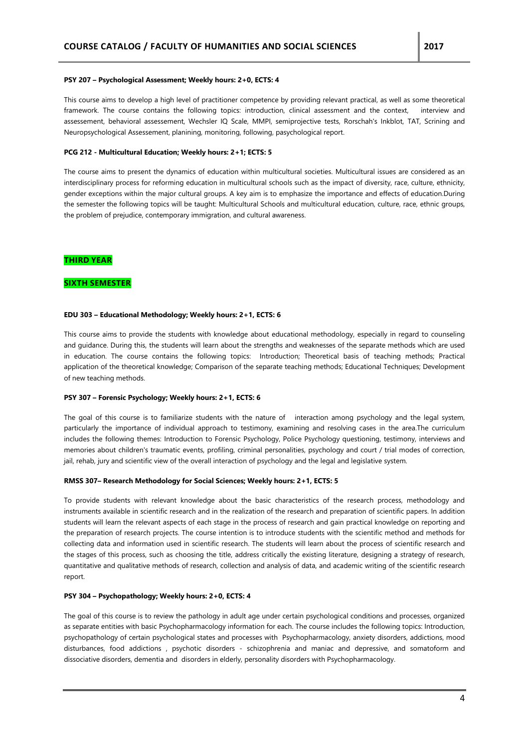**PSY 207 – Psychological Assessment; Weekly hours: 2+0, ECTS: 4**

This course aims to develop a high level of practitioner competence by providing relevant practical, as well as some theoretical framework. The course contains the following topics: introduction, clinical assessment and the context, interview and assessement, behavioral assessement, Wechsler IQ Scale, MMPI, semiprojective tests, Rorschah's Inkblot, TAT, Scrining and Neuropsychological Assessement, planining, monitoring, following, pasychological report.

**PCG 212 - Multicultural Education; Weekly hours: 2+1; ECTS: 5**

The course aims to present the dynamics of education within multicultural societies. Multicultural issues are considered as an interdisciplinary process for reforming education in multicultural schools such as the impact of diversity, race, culture, ethnicity, gender exceptions within the major cultural groups. A key aim is to emphasize the importance and effects of education.During the semester the following topics will be taught: Multicultural Schools and multicultural education, culture, race, ethnic groups, the problem of prejudice, contemporary immigration, and cultural awareness.

## THIRD YEAR

## SIXTH SEMESTER

**EDU 303 – Educational Methodology; Weekly hours: 2+1, ECTS: 6**

This course aims to provide the students with knowledge about educational methodology, especially in regard to counseling and guidance. During this, the students will learn about the strengths and weaknesses of the separate methods which are used in education. The course contains the following topics: Introduction; Theoretical basis of teaching methods; Practical application of the theoretical knowledge; Comparison of the separate teaching methods; Educational Techniques; Development of new teaching methods.

**PSY 307 – Forensic Psychology; Weekly hours: 2+1, ECTS: 6**

The goal of this course is to familiarize students with the nature of interaction among psychology and the legal system, particularly the importance of individual approach to testimony, examining and resolving cases in the area.The curriculum includes the following themes: Introduction to Forensic Psychology, Police Psychology questioning, testimony, interviews and memories about children's traumatic events, profiling, criminal personalities, psychology and court / trial modes of correction, jail, rehab, jury and scientific view of the overall interaction of psychology and the legal and legislative system.

**RMSS 307– Research Methodology for Social Sciences; Weekly hours: 2+1, ECTS: 5**

To provide students with relevant knowledge about the basic characteristics of the research process, methodology and instruments available in scientific research and in the realization of the research and preparation of scientific papers. In addition students will learn the relevant aspects of each stage in the process of research and gain practical knowledge on reporting and the preparation of research projects. The course intention is to introduce students with the scientific method and methods for collecting data and information used in scientific research. The students will learn about the process of scientific research and the stages of this process, such as choosing the title, address critically the existing literature, designing a strategy of research, quantitative and qualitative methods of research, collection and analysis of data, and academic writing of the scientific research report.

**PSY 304 – Psychopathology; Weekly hours: 2+0, ECTS: 4**

The goal of this course is to review the pathology in adult age under certain psychological conditions and processes, organized as separate entities with basic Psychopharmacology information for each. The course includes the following topics: Introduction, psychopathology of certain psychological states and processes with Psychopharmacology, anxiety disorders, addictions, mood disturbances, food addictions , psychotic disorders - schizophrenia and maniac and depressive, and somatoform and dissociative disorders, dementia and disorders in elderly, personality disorders with Psychopharmacology.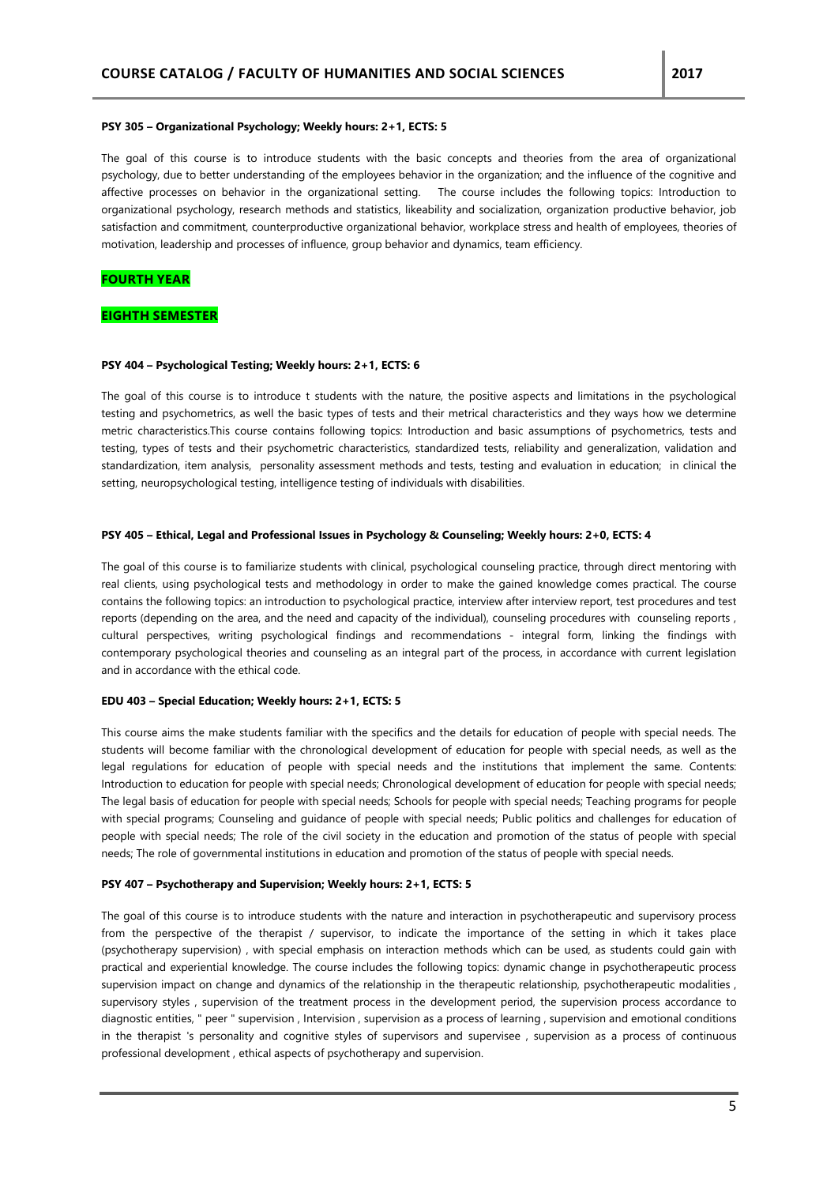**PSY 305 – Organizational Psychology; Weekly hours: 2+1, ECTS: 5**

The goal of this course is to introduce students with the basic concepts and theories from the area of organizational psychology, due to better understanding of the employees behavior in the organization; and the influence of the cognitive and affective processes on behavior in the organizational setting. The course includes the following topics: Introduction to organizational psychology, research methods and statistics, likeability and socialization, organization productive behavior, job satisfaction and commitment, counterproductive organizational behavior, workplace stress and health of employees, theories of motivation, leadership and processes of influence, group behavior and dynamics, team efficiency.

## FOURTH YEAR

### EIGHTH SEMESTER

**PSY 404 – Psychological Testing; Weekly hours: 2+1, ECTS: 6**

The goal of this course is to introduce t students with the nature, the positive aspects and limitations in the psychological testing and psychometrics, as well the basic types of tests and their metrical characteristics and they ways how we determine metric characteristics.This course contains following topics: Introduction and basic assumptions of psychometrics, tests and testing, types of tests and their psychometric characteristics, standardized tests, reliability and generalization, validation and standardization, item analysis, personality assessment methods and tests, testing and evaluation in education; in clinical the setting, neuropsychological testing, intelligence testing of individuals with disabilities.

**PSY 405 – Ethical, Legal and Professional Issues in Psychology & Counseling; Weekly hours: 2+0, ECTS: 4**

The goal of this course is to familiarize students with clinical, psychological counseling practice, through direct mentoring with real clients, using psychological tests and methodology in order to make the gained knowledge comes practical. The course contains the following topics: an introduction to psychological practice, interview after interview report, test procedures and test reports (depending on the area, and the need and capacity of the individual), counseling procedures with counseling reports , cultural perspectives, writing psychological findings and recommendations - integral form, linking the findings with contemporary psychological theories and counseling as an integral part of the process, in accordance with current legislation and in accordance with the ethical code.

**EDU 403 – Special Education; Weekly hours: 2+1, ECTS: 5**

This course aims the make students familiar with the specifics and the details for education of people with special needs. The students will become familiar with the chronological development of education for people with special needs, as well as the legal regulations for education of people with special needs and the institutions that implement the same. Contents: Introduction to education for people with special needs; Chronological development of education for people with special needs; The legal basis of education for people with special needs; Schools for people with special needs; Teaching programs for people with special programs; Counseling and guidance of people with special needs; Public politics and challenges for education of people with special needs; The role of the civil society in the education and promotion of the status of people with special needs; The role of governmental institutions in education and promotion of the status of people with special needs.

**PSY 407 – Psychotherapy and Supervision; Weekly hours: 2+1, ECTS: 5**

The goal of this course is to introduce students with the nature and interaction in psychotherapeutic and supervisory process from the perspective of the therapist / supervisor, to indicate the importance of the setting in which it takes place (psychotherapy supervision) , with special emphasis on interaction methods which can be used, as students could gain with practical and experiential knowledge. The course includes the following topics: dynamic change in psychotherapeutic process supervision impact on change and dynamics of the relationship in the therapeutic relationship, psychotherapeutic modalities , supervisory styles , supervision of the treatment process in the development period, the supervision process accordance to diagnostic entities, " peer " supervision , Intervision , supervision as a process of learning , supervision and emotional conditions in the therapist 's personality and cognitive styles of supervisors and supervisee , supervision as a process of continuous professional development , ethical aspects of psychotherapy and supervision.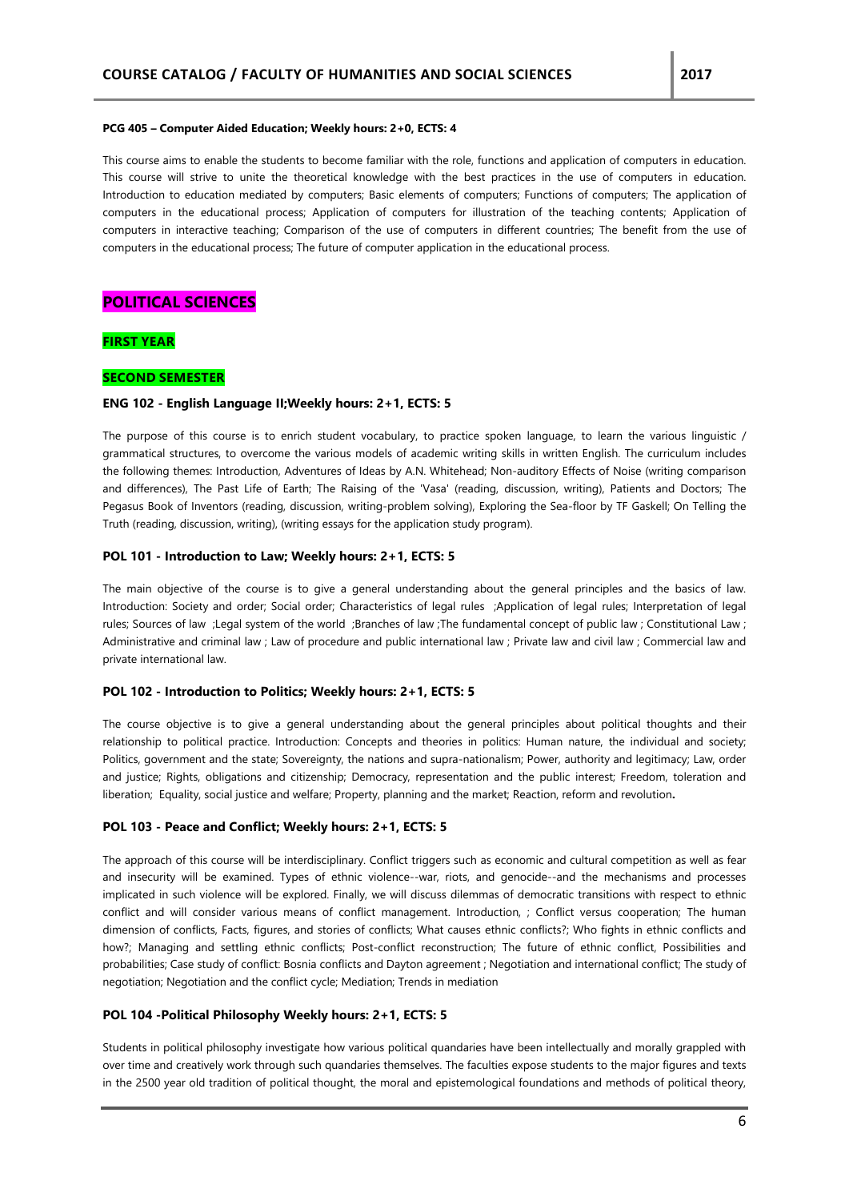**PCG 405 – Computer Aided Education; Weekly hours: 2+0, ECTS: 4**

This course aims to enable the students to become familiar with the role, functions and application of computers in education. This course will strive to unite the theoretical knowledge with the best practices in the use of computers in education. Introduction to education mediated by computers; Basic elements of computers; Functions of computers; The application of computers in the educational process; Application of computers for illustration of the teaching contents; Application of computers in interactive teaching; Comparison of the use of computers in different countries; The benefit from the use of computers in the educational process; The future of computer application in the educational process.

## POLITICAL SCIENCES

### FIRST YEAR

### SECOND SEMESTER

**ENG 102 - English Language II;Weekly hours: 2+1, ECTS: 5**

The purpose of this course is to enrich student vocabulary, to practice spoken language, to learn the various linguistic / grammatical structures, to overcome the various models of academic writing skills in written English. The curriculum includes the following themes: Introduction, Adventures of Ideas by A.N. Whitehead; Non-auditory Effects of Noise (writing comparison and differences), The Past Life of Earth; The Raising of the 'Vasa' (reading, discussion, writing), Patients and Doctors; The Pegasus Book of Inventors (reading, discussion, writing-problem solving), Exploring the Sea-floor by TF Gaskell; On Telling the Truth (reading, discussion, writing), (writing essays for the application study program).

**POL 101 - Introduction to Law; Weekly hours: 2+1, ECTS: 5**

The main objective of the course is to give a general understanding about the general principles and the basics of law. Introduction: Society and order; Social order; Characteristics of legal rules ;Application of legal rules; Interpretation of legal rules; Sources of law ;Legal system of the world ;Branches of law ;The fundamental concept of public law ; Constitutional Law ; Administrative and criminal law ; Law of procedure and public international law ; Private law and civil law ; Commercial law and private international law.

**POL 102 - Introduction to Politics; Weekly hours: 2+1, ECTS: 5**

The course objective is to give a general understanding about the general principles about political thoughts and their relationship to political practice. Introduction: Concepts and theories in politics: Human nature, the individual and society; Politics, government and the state; Sovereignty, the nations and supra-nationalism; Power, authority and legitimacy; Law, order and justice; Rights, obligations and citizenship; Democracy, representation and the public interest; Freedom, toleration and liberation; Equality, social justice and welfare; Property, planning and the market; Reaction, reform and revolution**.**

**POL 103 - Peace and Conflict; Weekly hours: 2+1, ECTS: 5**

The approach of this course will be interdisciplinary. Conflict triggers such as economic and cultural competition as well as fear and insecurity will be examined. Types of ethnic violence--war, riots, and genocide--and the mechanisms and processes implicated in such violence will be explored. Finally, we will discuss dilemmas of democratic transitions with respect to ethnic conflict and will consider various means of conflict management. Introduction, ; Conflict versus cooperation; The human dimension of conflicts, Facts, figures, and stories of conflicts; What causes ethnic conflicts?; Who fights in ethnic conflicts and how?; Managing and settling ethnic conflicts; Post-conflict reconstruction; The future of ethnic conflict, Possibilities and probabilities; Case study of conflict: Bosnia conflicts and Dayton agreement ; Negotiation and international conflict; The study of negotiation; Negotiation and the conflict cycle; Mediation; Trends in mediation

**POL 104 -Political Philosophy Weekly hours: 2+1, ECTS: 5**

Students in political philosophy investigate how various political quandaries have been intellectually and morally grappled with over time and creatively work through such quandaries themselves. The faculties expose students to the major figures and texts in the 2500 year old tradition of political thought, the moral and epistemological foundations and methods of political theory,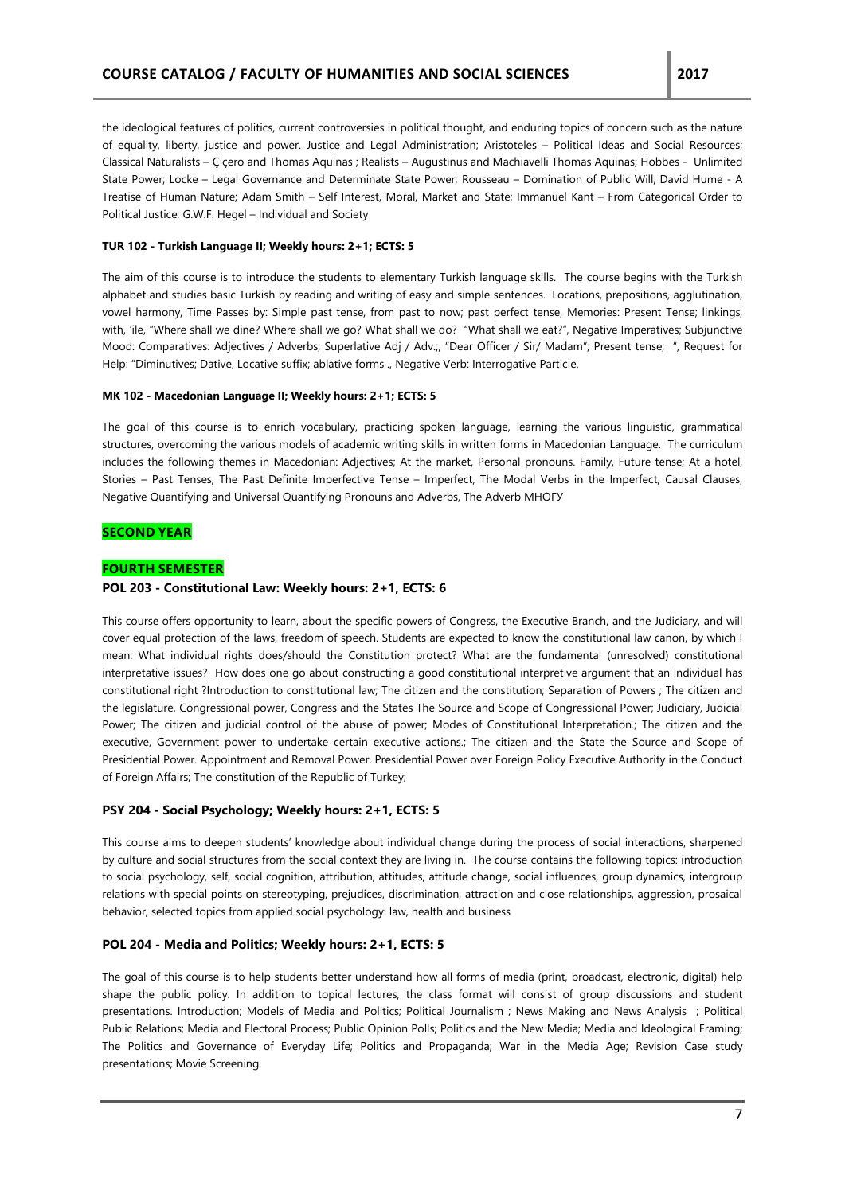the ideological features of politics, current controversies in political thought, and enduring topics of concern such as the nature of equality, liberty, justice and power. Justice and Legal Administration; Aristoteles – Political Ideas and Social Resources; Classical Naturalists – Çiçero and Thomas Aquinas ; Realists – Augustinus and Machiavelli Thomas Aquinas; Hobbes - Unlimited State Power; Locke – Legal Governance and Determinate State Power; Rousseau – Domination of Public Will; David Hume - A Treatise of Human Nature; Adam Smith – Self Interest, Moral, Market and State; Immanuel Kant – From Categorical Order to Political Justice; G.W.F. Hegel – Individual and Society

**TUR 102 - Turkish Language II; Weekly hours: 2+1; ECTS: 5**

The aim of this course is to introduce the students to elementary Turkish language skills. The course begins with the Turkish alphabet and studies basic Turkish by reading and writing of easy and simple sentences. Locations, prepositions, agglutination, vowel harmony, Time Passes by: Simple past tense, from past to now; past perfect tense, Memories: Present Tense; linkings, with, 'ile, "Where shall we dine? Where shall we go? What shall we do? "What shall we eat?", Negative Imperatives; Subjunctive Mood: Comparatives: Adjectives / Adverbs; Superlative Adj / Adv.;, "Dear Officer / Sir/ Madam"; Present tense; ", Request for Help: "Diminutives; Dative, Locative suffix; ablative forms ., Negative Verb: Interrogative Particle.

**MK 102 - Macedonian Language II; Weekly hours: 2+1; ECTS: 5**

The goal of this course is to enrich vocabulary, practicing spoken language, learning the various linguistic, grammatical structures, overcoming the various models of academic writing skills in written forms in Macedonian Language. The curriculum includes the following themes in Macedonian: Adjectives; At the market, Personal pronouns. Family, Future tense; At a hotel, Stories – Past Tenses, The Past Definite Imperfective Tense – Imperfect, The Modal Verbs in the Imperfect, Causal Clauses, Negative Quantifying and Universal Quantifying Pronouns and Adverbs, The Adverb МНОГУ

## SECOND YEAR

### FOURTH SEMESTER

**POL 203 - Constitutional Law: Weekly hours: 2+1, ECTS: 6**

This course offers opportunity to learn, about the specific powers of Congress, the Executive Branch, and the Judiciary, and will cover equal protection of the laws, freedom of speech. Students are expected to know the constitutional law canon, by which I mean: What individual rights does/should the Constitution protect? What are the fundamental (unresolved) constitutional interpretative issues? How does one go about constructing a good constitutional interpretive argument that an individual has constitutional right ?Introduction to constitutional law; The citizen and the constitution; Separation of Powers ; The citizen and the legislature, Congressional power, Congress and the States The Source and Scope of Congressional Power; Judiciary, Judicial Power; The citizen and judicial control of the abuse of power; Modes of Constitutional Interpretation.; The citizen and the executive, Government power to undertake certain executive actions.; The citizen and the State the Source and Scope of Presidential Power. Appointment and Removal Power. Presidential Power over Foreign Policy Executive Authority in the Conduct of Foreign Affairs; The constitution of the Republic of Turkey;

**PSY 204 - Social Psychology; Weekly hours: 2+1, ECTS: 5**

This course aims to deepen students' knowledge about individual change during the process of social interactions, sharpened by culture and social structures from the social context they are living in. The course contains the following topics: introduction to social psychology, self, social cognition, attribution, attitudes, attitude change, social influences, group dynamics, intergroup relations with special points on stereotyping, prejudices, discrimination, attraction and close relationships, aggression, prosaical behavior, selected topics from applied social psychology: law, health and business

**POL 204 - Media and Politics; Weekly hours: 2+1, ECTS: 5**

The goal of this course is to help students better understand how all forms of media (print, broadcast, electronic, digital) help shape the public policy. In addition to topical lectures, the class format will consist of group discussions and student presentations. Introduction; Models of Media and Politics; Political Journalism ; News Making and News Analysis ; Political Public Relations; Media and Electoral Process; Public Opinion Polls; Politics and the New Media; Media and Ideological Framing; The Politics and Governance of Everyday Life; Politics and Propaganda; War in the Media Age; Revision Case study presentations; Movie Screening.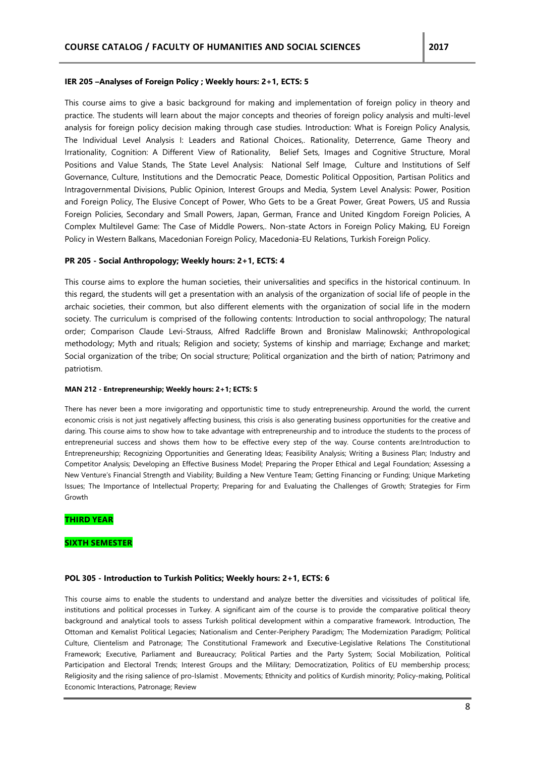**IER 205 –Analyses of Foreign Policy ; Weekly hours: 2+1, ECTS: 5**

This course aims to give a basic background for making and implementation of foreign policy in theory and practice. The students will learn about the major concepts and theories of foreign policy analysis and multi-level analysis for foreign policy decision making through case studies. Introduction: What is Foreign Policy Analysis, The Individual Level Analysis I: Leaders and Rational Choices,. Rationality, Deterrence, Game Theory and Irrationality, Cognition: A Different View of Rationality, Belief Sets, Images and Cognitive Structure, Moral Positions and Value Stands, The State Level Analysis: National Self Image, Culture and Institutions of Self Governance, Culture, Institutions and the Democratic Peace, Domestic Political Opposition, Partisan Politics and Intragovernmental Divisions, Public Opinion, Interest Groups and Media, System Level Analysis: Power, Position and Foreign Policy, The Elusive Concept of Power, Who Gets to be a Great Power, Great Powers, US and Russia Foreign Policies, Secondary and Small Powers, Japan, German, France and United Kingdom Foreign Policies, A Complex Multilevel Game: The Case of Middle Powers,. Non-state Actors in Foreign Policy Making, EU Foreign Policy in Western Balkans, Macedonian Foreign Policy, Macedonia-EU Relations, Turkish Foreign Policy.

**PR 205 - Social Anthropology; Weekly hours: 2+1, ECTS: 4**

This course aims to explore the human societies, their universalities and specifics in the historical continuum. In this regard, the students will get a presentation with an analysis of the organization of social life of people in the archaic societies, their common, but also different elements with the organization of social life in the modern society. The curriculum is comprised of the following contents: Introduction to social anthropology; The natural order; Comparison Claude Levi-Strauss, Alfred Radcliffe Brown and Bronislaw Malinowski; Anthropological methodology; Myth and rituals; Religion and society; Systems of kinship and marriage; Exchange and market; Social organization of the tribe; On social structure; Political organization and the birth of nation; Patrimony and patriotism.

**MAN 212 - Entrepreneurship; Weekly hours: 2+1; ECTS: 5**

There has never been a more invigorating and opportunistic time to study entrepreneurship. Around the world, the current economic crisis is not just negatively affecting business, this crisis is also generating business opportunities for the creative and daring. This course aims to show how to take advantage with entrepreneurship and to introduce the students to the process of entrepreneurial success and shows them how to be effective every step of the way. Course contents are:Introduction to Entrepreneurship; Recognizing Opportunities and Generating Ideas; Feasibility Analysis; Writing a Business Plan; Industry and Competitor Analysis; Developing an Effective Business Model; Preparing the Proper Ethical and Legal Foundation; Assessing a New Venture's Financial Strength and Viability; Building a New Venture Team; Getting Financing or Funding; Unique Marketing Issues; The Importance of Intellectual Property; Preparing for and Evaluating the Challenges of Growth; Strategies for Firm Growth

## THIRD YEAR

## SIXTH SEMESTER

**POL 305 - Introduction to Turkish Politics; Weekly hours: 2+1, ECTS: 6**

This course aims to enable the students to understand and analyze better the diversities and vicissitudes of political life, institutions and political processes in Turkey. A significant aim of the course is to provide the comparative political theory background and analytical tools to assess Turkish political development within a comparative framework. Introduction, The Ottoman and Kemalist Political Legacies; Nationalism and Center-Periphery Paradigm; The Modernization Paradigm; Political Culture, Clientelism and Patronage; The Constitutional Framework and Executive-Legislative Relations The Constitutional Framework; Executive, Parliament and Bureaucracy; Political Parties and the Party System; Social Mobilization, Political Participation and Electoral Trends; Interest Groups and the Military; Democratization, Politics of EU membership process; Religiosity and the rising salience of pro-Islamist . Movements; Ethnicity and politics of Kurdish minority; Policy-making, Political Economic Interactions, Patronage; Review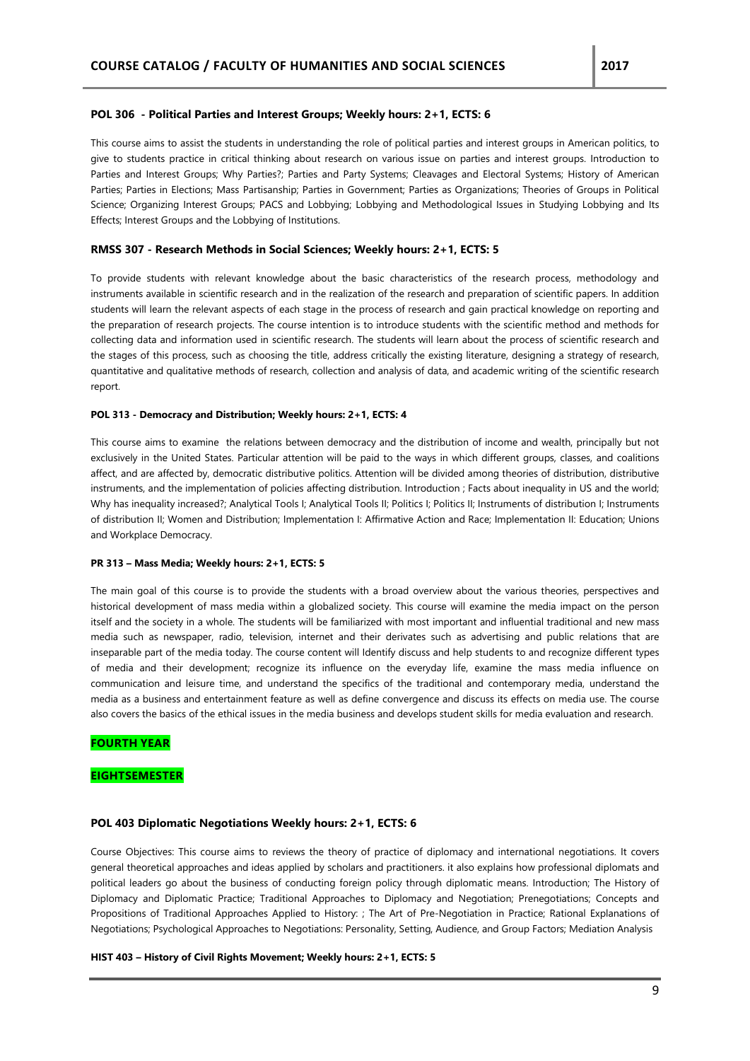### POL 306 - Political Parties and Interest Groups; Weekly hours: 2+1, ECTS: 6

This course aims to assist the students in understanding the role of political parties and interest groups in American politics, to give to students practice in critical thinking about research on various issue on parties and interest groups. Introduction to Parties and Interest Groups; Why Parties?; Parties and Party Systems; Cleavages and Electoral Systems; History of American Parties; Parties in Elections; Mass Partisanship; Parties in Government; Parties as Organizations; Theories of Groups in Political Science; Organizing Interest Groups; PACS and Lobbying; Lobbying and Methodological Issues in Studying Lobbying and Its Effects; Interest Groups and the Lobbying of Institutions.

### RMSS 307 - Research Methods in Social Sciences; Weekly hours: 2+1, ECTS: 5

To provide students with relevant knowledge about the basic characteristics of the research process, methodology and instruments available in scientific research and in the realization of the research and preparation of scientific papers. In addition students will learn the relevant aspects of each stage in the process of research and gain practical knowledge on reporting and the preparation of research projects. The course intention is to introduce students with the scientific method and methods for collecting data and information used in scientific research. The students will learn about the process of scientific research and the stages of this process, such as choosing the title, address critically the existing literature, designing a strategy of research, quantitative and qualitative methods of research, collection and analysis of data, and academic writing of the scientific research report.

#### POL 313 - Democracy and Distribution; Weekly hours: 2+1, ECTS: 4

This course aims to examine the relations between democracy and the distribution of income and wealth, principally but not exclusively in the United States. Particular attention will be paid to the ways in which different groups, classes, and coalitions affect, and are affected by, democratic distributive politics. Attention will be divided among theories of distribution, distributive instruments, and the implementation of policies affecting distribution. Introduction ; Facts about inequality in US and the world; Why has inequality increased?; Analytical Tools I; Analytical Tools II; Politics I; Politics II; Instruments of distribution I; Instruments of distribution II; Women and Distribution; Implementation I: Affirmative Action and Race; Implementation II: Education; Unions and Workplace Democracy.

#### PR 313 – Mass Media; Weekly hours: 2+1, ECTS: 5

The main goal of this course is to provide the students with a broad overview about the various theories, perspectives and historical development of mass media within a globalized society. This course will examine the media impact on the person itself and the society in a whole. The students will be familiarized with most important and influential traditional and new mass media such as newspaper, radio, television, internet and their derivates such as advertising and public relations that are inseparable part of the media today. The course content will Identify discuss and help students to and recognize different types of media and their development; recognize its influence on the everyday life, examine the mass media influence on communication and leisure time, and understand the specifics of the traditional and contemporary media, understand the media as a business and entertainment feature as well as define convergence and discuss its effects on media use. The course also covers the basics of the ethical issues in the media business and develops student skills for media evaluation and research.

## FOURTH YEAR

## EIGHTSEMESTER

### POL 403 Diplomatic Negotiations Weekly hours: 2+1, ECTS: 6

Course Objectives: This course aims to reviews the theory of practice of diplomacy and international negotiations. It covers general theoretical approaches and ideas applied by scholars and practitioners. it also explains how professional diplomats and political leaders go about the business of conducting foreign policy through diplomatic means. Introduction; The History of Diplomacy and Diplomatic Practice; Traditional Approaches to Diplomacy and Negotiation; Prenegotiations; Concepts and Propositions of Traditional Approaches Applied to History: ; The Art of Pre-Negotiation in Practice; Rational Explanations of Negotiations; Psychological Approaches to Negotiations: Personality, Setting, Audience, and Group Factors; Mediation Analysis

#### HIST 403 – History of Civil Rights Movement; Weekly hours: 2+1, ECTS: 5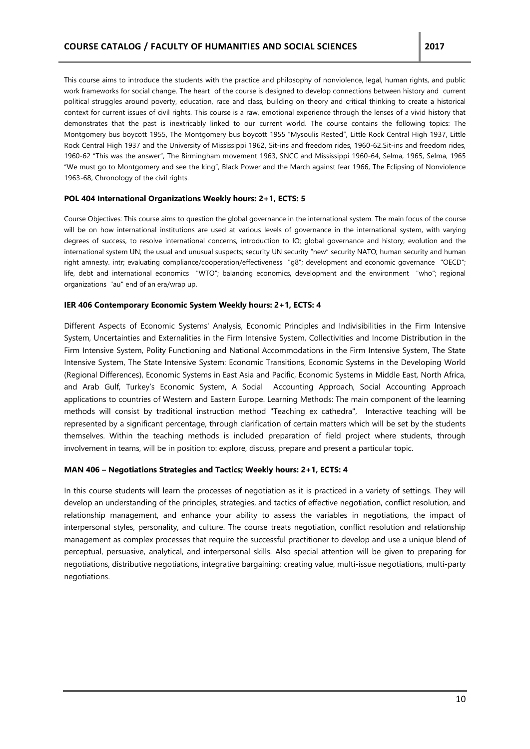This course aims to introduce the students with the practice and philosophy of nonviolence, legal, human rights, and public work frameworks for social change. The heart of the course is designed to develop connections between history and current political struggles around poverty, education, race and class, building on theory and critical thinking to create a historical context for current issues of civil rights. This course is a raw, emotional experience through the lenses of a vivid history that demonstrates that the past is inextricably linked to our current world. The course contains the following topics: The Montgomery bus boycott 1955, The Montgomery bus boycott 1955 "Mysoulis Rested", Little Rock Central High 1937, Little Rock Central High 1937 and the University of Mississippi 1962, Sit-ins and freedom rides, 1960-62.Sit-ins and freedom rides, 1960-62 "This was the answer", The Birmingham movement 1963, SNCC and Mississippi 1960-64, Selma, 1965, Selma, 1965 "We must go to Montgomery and see the king", Black Power and the March against fear 1966, The Eclipsing of Nonviolence 1963-68, Chronology of the civil rights.

**POL 404 International Organizations Weekly hours: 2+1, ECTS: 5**

Course Objectives: This course aims to question the global governance in the international system. The main focus of the course will be on how international institutions are used at various levels of governance in the international system, with varying degrees of success, to resolve international concerns, introduction to IO; global governance and history; evolution and the international system UN; the usual and unusual suspects; security UN security "new" security NATO; human security and human right amnesty. intr; evaluating compliance/cooperation/effectiveness "g8"; development and economic governance "OECD"; life, debt and international economics "WTO"; balancing economics, development and the environment "who"; regional organizations "au" end of an era/wrap up.

**IER 406 Contemporary Economic System Weekly hours: 2+1, ECTS: 4**

Different Aspects of Economic Systems' Analysis, Economic Principles and Indivisibilities in the Firm Intensive System, Uncertainties and Externalities in the Firm Intensive System, Collectivities and Income Distribution in the Firm Intensive System, Polity Functioning and National Accommodations in the Firm Intensive System, The State Intensive System, The State Intensive System: Economic Transitions, Economic Systems in the Developing World (Regional Differences), Economic Systems in East Asia and Pacific, Economic Systems in Middle East, North Africa, and Arab Gulf, Turkey's Economic System, A Social Accounting Approach, Social Accounting Approach applications to countries of Western and Eastern Europe. Learning Methods: The main component of the learning methods will consist by traditional instruction method "Teaching ex cathedra", Interactive teaching will be represented by a significant percentage, through clarification of certain matters which will be set by the students themselves. Within the teaching methods is included preparation of field project where students, through involvement in teams, will be in position to: explore, discuss, prepare and present a particular topic.

**MAN 406 – Negotiations Strategies and Tactics; Weekly hours: 2+1, ECTS: 4**

In this course students will learn the processes of negotiation as it is practiced in a variety of settings. They will develop an understanding of the principles, strategies, and tactics of effective negotiation, conflict resolution, and relationship management, and enhance your ability to assess the variables in negotiations, the impact of interpersonal styles, personality, and culture. The course treats negotiation, conflict resolution and relationship management as complex processes that require the successful practitioner to develop and use a unique blend of perceptual, persuasive, analytical, and interpersonal skills. Also special attention will be given to preparing for negotiations, distributive negotiations, integrative bargaining: creating value, multi-issue negotiations, multi-party negotiations.